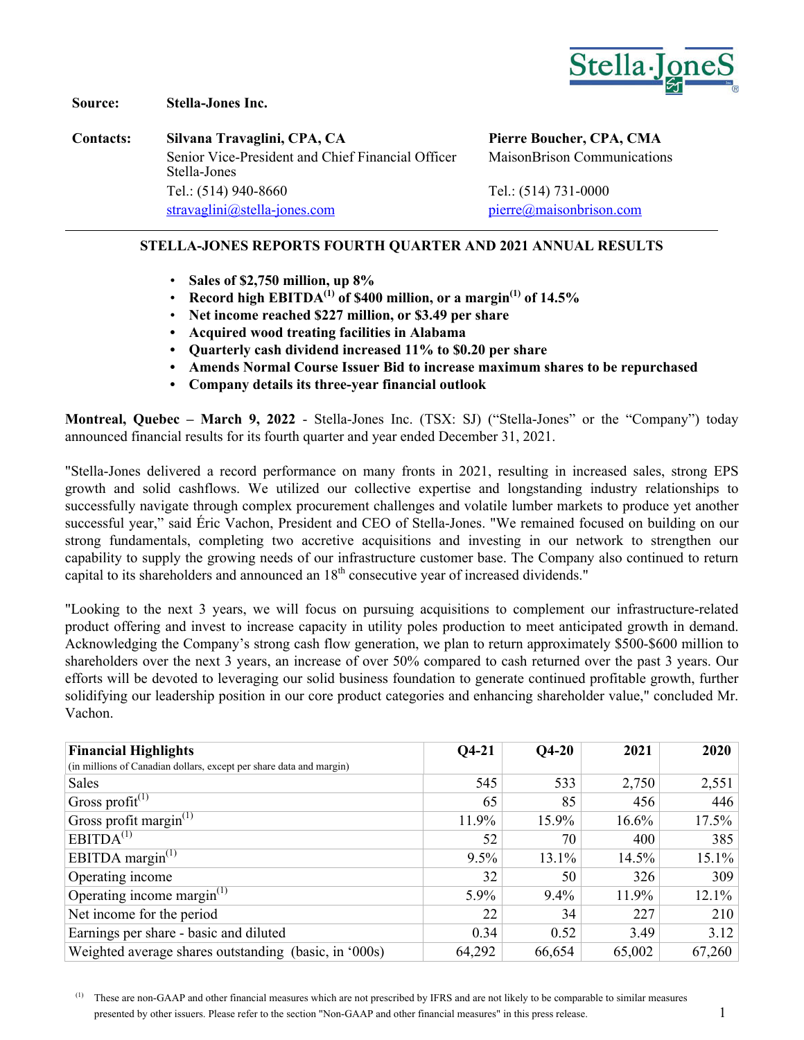**Source:** **Stella-Jones Inc.**

**Contacts:**

**Silvana Travaglini, CPA, CA**
Senior Vice-President and Chief Financial Officer
Stella-Jones
Tel.: (514) 940-8660
stravaglini@stella-jones.com

**Pierre Boucher, CPA, CMA**
MaisonBrison Communications
Tel.: (514) 731-0000
pierre@maisonbrison.com

---

## STELLA-JONES REPORTS FOURTH QUARTER AND 2021 ANNUAL RESULTS

- **Sales of $2,750 million, up 8%**
- **Record high EBITDA[(1)] of $400 million, or a margin[(1)] of 14.5%**
- **Net income reached $227 million, or $3.49 per share**
- **Acquired wood treating facilities in Alabama**
- **Quarterly cash dividend increased 11% to $0.20 per share**
- **Amends Normal Course Issuer Bid to increase maximum shares to be repurchased**
- **Company details its three-year financial outlook**

**Montreal, Quebec – March 9, 2022** - Stella-Jones Inc. (TSX: SJ) ("Stella-Jones" or the "Company") today announced financial results for its fourth quarter and year ended December 31, 2021.

"Stella-Jones delivered a record performance on many fronts in 2021, resulting in increased sales, strong EPS growth and solid cashflows. We utilized our collective expertise and longstanding industry relationships to successfully navigate through complex procurement challenges and volatile lumber markets to produce yet another successful year," said Éric Vachon, President and CEO of Stella-Jones. "We remained focused on building on our strong fundamentals, completing two accretive acquisitions and investing in our network to strengthen our capability to supply the growing needs of our infrastructure customer base. The Company also continued to return capital to its shareholders and announced an 18th consecutive year of increased dividends."

"Looking to the next 3 years, we will focus on pursuing acquisitions to complement our infrastructure-related product offering and invest to increase capacity in utility poles production to meet anticipated growth in demand. Acknowledging the Company's strong cash flow generation, we plan to return approximately $500-$600 million to shareholders over the next 3 years, an increase of over 50% compared to cash returned over the past 3 years. Our efforts will be devoted to leveraging our solid business foundation to generate continued profitable growth, further solidifying our leadership position in our core product categories and enhancing shareholder value," concluded Mr. Vachon.

| **Financial Highlights** (in millions of Canadian dollars, except per share data and margin) | **Q4-21** | **Q4-20** | **2021** | **2020** |
|---|---|---|---|---|
| Sales | 545 | 533 | 2,750 | 2,551 |
| Gross profit[(1)] | 65 | 85 | 456 | 446 |
| Gross profit margin[(1)] | 11.9% | 15.9% | 16.6% | 17.5% |
| EBITDA[(1)] | 52 | 70 | 400 | 385 |
| EBITDA margin[(1)] | 9.5% | 13.1% | 14.5% | 15.1% |
| Operating income | 32 | 50 | 326 | 309 |
| Operating income margin[(1)] | 5.9% | 9.4% | 11.9% | 12.1% |
| Net income for the period | 22 | 34 | 227 | 210 |
| Earnings per share - basic and diluted | 0.34 | 0.52 | 3.49 | 3.12 |
| Weighted average shares outstanding (basic, in '000s) | 64,292 | 66,654 | 65,002 | 67,260 |

[(1)] These are non-GAAP and other financial measures which are not prescribed by IFRS and are not likely to be comparable to similar measures presented by other issuers. Please refer to the section "Non-GAAP and other financial measures" in this press release.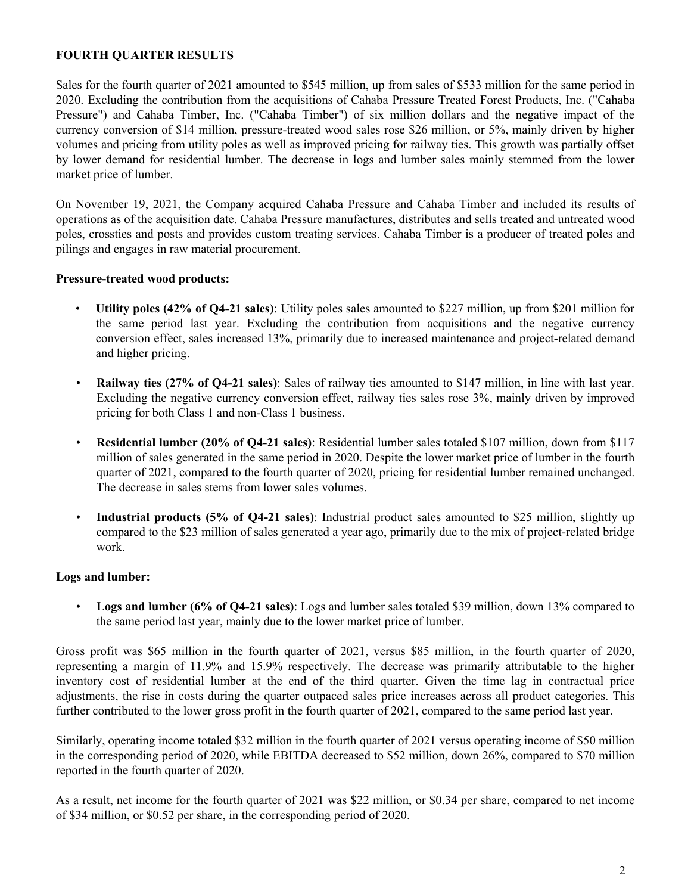## FOURTH QUARTER RESULTS

Sales for the fourth quarter of 2021 amounted to $545 million, up from sales of $533 million for the same period in 2020. Excluding the contribution from the acquisitions of Cahaba Pressure Treated Forest Products, Inc. ("Cahaba Pressure") and Cahaba Timber, Inc. ("Cahaba Timber") of six million dollars and the negative impact of the currency conversion of $14 million, pressure-treated wood sales rose $26 million, or 5%, mainly driven by higher volumes and pricing from utility poles as well as improved pricing for railway ties. This growth was partially offset by lower demand for residential lumber. The decrease in logs and lumber sales mainly stemmed from the lower market price of lumber.

On November 19, 2021, the Company acquired Cahaba Pressure and Cahaba Timber and included its results of operations as of the acquisition date. Cahaba Pressure manufactures, distributes and sells treated and untreated wood poles, crossties and posts and provides custom treating services. Cahaba Timber is a producer of treated poles and pilings and engages in raw material procurement.

### Pressure-treated wood products:

- **Utility poles (42% of Q4-21 sales)**: Utility poles sales amounted to $227 million, up from $201 million for the same period last year. Excluding the contribution from acquisitions and the negative currency conversion effect, sales increased 13%, primarily due to increased maintenance and project-related demand and higher pricing.
- **Railway ties (27% of Q4-21 sales)**: Sales of railway ties amounted to $147 million, in line with last year. Excluding the negative currency conversion effect, railway ties sales rose 3%, mainly driven by improved pricing for both Class 1 and non-Class 1 business.
- **Residential lumber (20% of Q4-21 sales)**: Residential lumber sales totaled $107 million, down from $117 million of sales generated in the same period in 2020. Despite the lower market price of lumber in the fourth quarter of 2021, compared to the fourth quarter of 2020, pricing for residential lumber remained unchanged. The decrease in sales stems from lower sales volumes.
- **Industrial products (5% of Q4-21 sales)**: Industrial product sales amounted to $25 million, slightly up compared to the $23 million of sales generated a year ago, primarily due to the mix of project-related bridge work.

### Logs and lumber:

- **Logs and lumber (6% of Q4-21 sales)**: Logs and lumber sales totaled $39 million, down 13% compared to the same period last year, mainly due to the lower market price of lumber.

Gross profit was $65 million in the fourth quarter of 2021, versus $85 million, in the fourth quarter of 2020, representing a margin of 11.9% and 15.9% respectively. The decrease was primarily attributable to the higher inventory cost of residential lumber at the end of the third quarter. Given the time lag in contractual price adjustments, the rise in costs during the quarter outpaced sales price increases across all product categories. This further contributed to the lower gross profit in the fourth quarter of 2021, compared to the same period last year.

Similarly, operating income totaled $32 million in the fourth quarter of 2021 versus operating income of $50 million in the corresponding period of 2020, while EBITDA decreased to $52 million, down 26%, compared to $70 million reported in the fourth quarter of 2020.

As a result, net income for the fourth quarter of 2021 was $22 million, or $0.34 per share, compared to net income of $34 million, or $0.52 per share, in the corresponding period of 2020.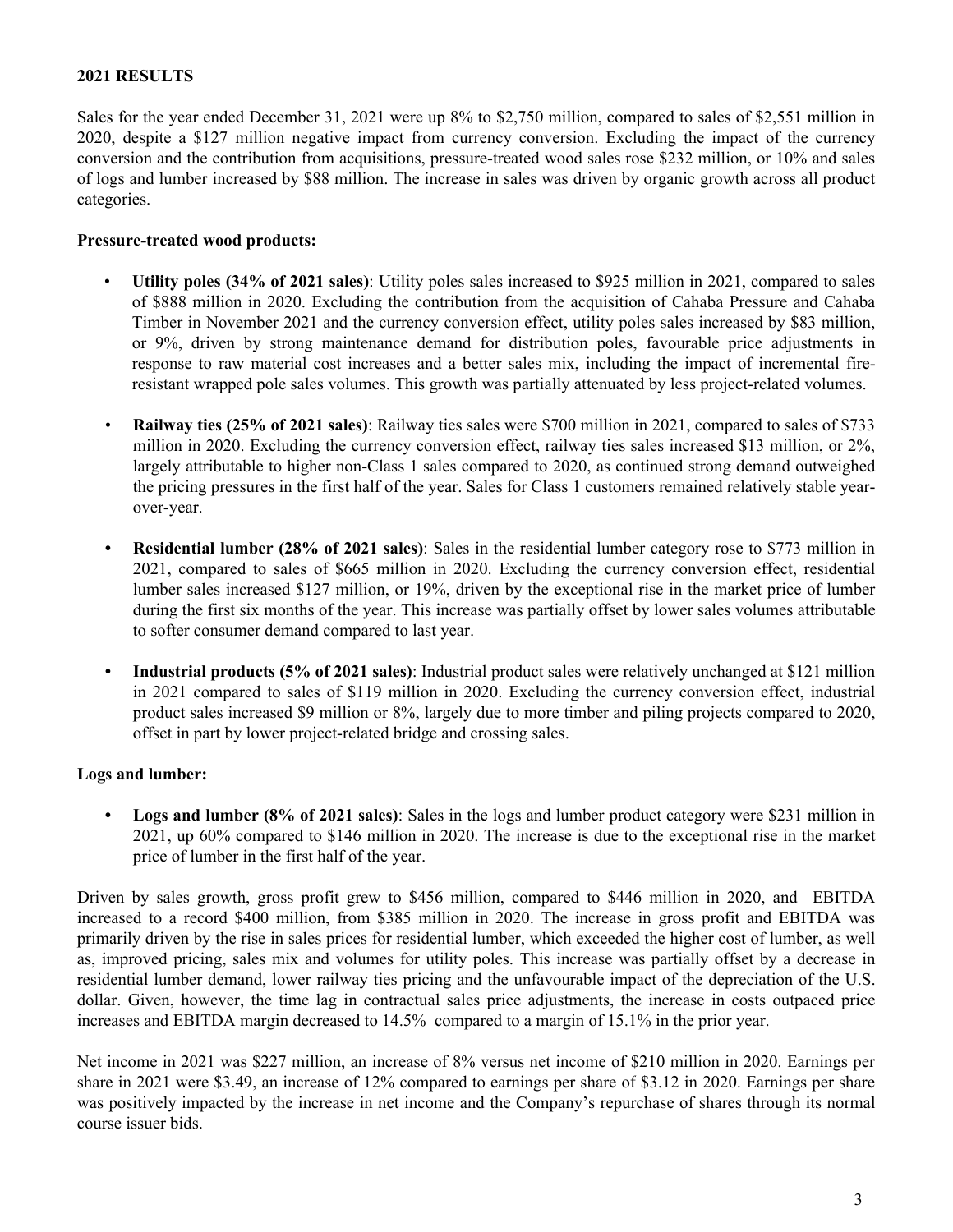## 2021 RESULTS

Sales for the year ended December 31, 2021 were up 8% to $2,750 million, compared to sales of $2,551 million in 2020, despite a $127 million negative impact from currency conversion. Excluding the impact of the currency conversion and the contribution from acquisitions, pressure-treated wood sales rose $232 million, or 10% and sales of logs and lumber increased by $88 million. The increase in sales was driven by organic growth across all product categories.

**Pressure-treated wood products:**

- **Utility poles (34% of 2021 sales)**: Utility poles sales increased to $925 million in 2021, compared to sales of $888 million in 2020. Excluding the contribution from the acquisition of Cahaba Pressure and Cahaba Timber in November 2021 and the currency conversion effect, utility poles sales increased by $83 million, or 9%, driven by strong maintenance demand for distribution poles, favourable price adjustments in response to raw material cost increases and a better sales mix, including the impact of incremental fire-resistant wrapped pole sales volumes. This growth was partially attenuated by less project-related volumes.
- **Railway ties (25% of 2021 sales)**: Railway ties sales were $700 million in 2021, compared to sales of $733 million in 2020. Excluding the currency conversion effect, railway ties sales increased $13 million, or 2%, largely attributable to higher non-Class 1 sales compared to 2020, as continued strong demand outweighed the pricing pressures in the first half of the year. Sales for Class 1 customers remained relatively stable year-over-year.
- **Residential lumber (28% of 2021 sales)**: Sales in the residential lumber category rose to $773 million in 2021, compared to sales of $665 million in 2020. Excluding the currency conversion effect, residential lumber sales increased $127 million, or 19%, driven by the exceptional rise in the market price of lumber during the first six months of the year. This increase was partially offset by lower sales volumes attributable to softer consumer demand compared to last year.
- **Industrial products (5% of 2021 sales)**: Industrial product sales were relatively unchanged at $121 million in 2021 compared to sales of $119 million in 2020. Excluding the currency conversion effect, industrial product sales increased $9 million or 8%, largely due to more timber and piling projects compared to 2020, offset in part by lower project-related bridge and crossing sales.

**Logs and lumber:**

- **Logs and lumber (8% of 2021 sales)**: Sales in the logs and lumber product category were $231 million in 2021, up 60% compared to $146 million in 2020. The increase is due to the exceptional rise in the market price of lumber in the first half of the year.

Driven by sales growth, gross profit grew to $456 million, compared to $446 million in 2020, and EBITDA increased to a record $400 million, from $385 million in 2020. The increase in gross profit and EBITDA was primarily driven by the rise in sales prices for residential lumber, which exceeded the higher cost of lumber, as well as, improved pricing, sales mix and volumes for utility poles. This increase was partially offset by a decrease in residential lumber demand, lower railway ties pricing and the unfavourable impact of the depreciation of the U.S. dollar. Given, however, the time lag in contractual sales price adjustments, the increase in costs outpaced price increases and EBITDA margin decreased to 14.5% compared to a margin of 15.1% in the prior year.

Net income in 2021 was $227 million, an increase of 8% versus net income of $210 million in 2020. Earnings per share in 2021 were $3.49, an increase of 12% compared to earnings per share of $3.12 in 2020. Earnings per share was positively impacted by the increase in net income and the Company's repurchase of shares through its normal course issuer bids.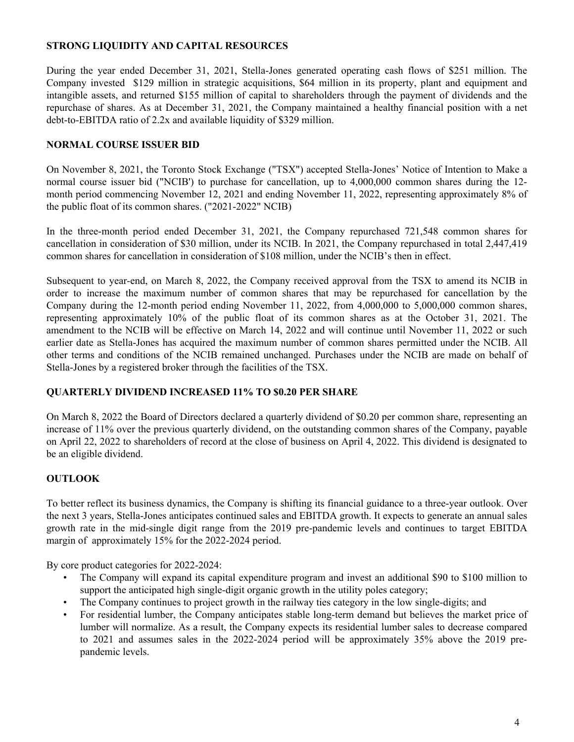**STRONG LIQUIDITY AND CAPITAL RESOURCES**

During the year ended December 31, 2021, Stella-Jones generated operating cash flows of $251 million. The Company invested $129 million in strategic acquisitions, $64 million in its property, plant and equipment and intangible assets, and returned $155 million of capital to shareholders through the payment of dividends and the repurchase of shares. As at December 31, 2021, the Company maintained a healthy financial position with a net debt-to-EBITDA ratio of 2.2x and available liquidity of $329 million.

**NORMAL COURSE ISSUER BID**

On November 8, 2021, the Toronto Stock Exchange ("TSX") accepted Stella-Jones' Notice of Intention to Make a normal course issuer bid ("NCIB') to purchase for cancellation, up to 4,000,000 common shares during the 12-month period commencing November 12, 2021 and ending November 11, 2022, representing approximately 8% of the public float of its common shares. ("2021-2022" NCIB)

In the three-month period ended December 31, 2021, the Company repurchased 721,548 common shares for cancellation in consideration of $30 million, under its NCIB. In 2021, the Company repurchased in total 2,447,419 common shares for cancellation in consideration of $108 million, under the NCIB's then in effect.

Subsequent to year-end, on March 8, 2022, the Company received approval from the TSX to amend its NCIB in order to increase the maximum number of common shares that may be repurchased for cancellation by the Company during the 12-month period ending November 11, 2022, from 4,000,000 to 5,000,000 common shares, representing approximately 10% of the public float of its common shares as at the October 31, 2021. The amendment to the NCIB will be effective on March 14, 2022 and will continue until November 11, 2022 or such earlier date as Stella-Jones has acquired the maximum number of common shares permitted under the NCIB. All other terms and conditions of the NCIB remained unchanged. Purchases under the NCIB are made on behalf of Stella-Jones by a registered broker through the facilities of the TSX.

**QUARTERLY DIVIDEND INCREASED 11% TO $0.20 PER SHARE**

On March 8, 2022 the Board of Directors declared a quarterly dividend of $0.20 per common share, representing an increase of 11% over the previous quarterly dividend, on the outstanding common shares of the Company, payable on April 22, 2022 to shareholders of record at the close of business on April 4, 2022. This dividend is designated to be an eligible dividend.

**OUTLOOK**

To better reflect its business dynamics, the Company is shifting its financial guidance to a three-year outlook. Over the next 3 years, Stella-Jones anticipates continued sales and EBITDA growth. It expects to generate an annual sales growth rate in the mid-single digit range from the 2019 pre-pandemic levels and continues to target EBITDA margin of approximately 15% for the 2022-2024 period.

By core product categories for 2022-2024:

- The Company will expand its capital expenditure program and invest an additional $90 to $100 million to support the anticipated high single-digit organic growth in the utility poles category;
- The Company continues to project growth in the railway ties category in the low single-digits; and
- For residential lumber, the Company anticipates stable long-term demand but believes the market price of lumber will normalize. As a result, the Company expects its residential lumber sales to decrease compared to 2021 and assumes sales in the 2022-2024 period will be approximately 35% above the 2019 pre-pandemic levels.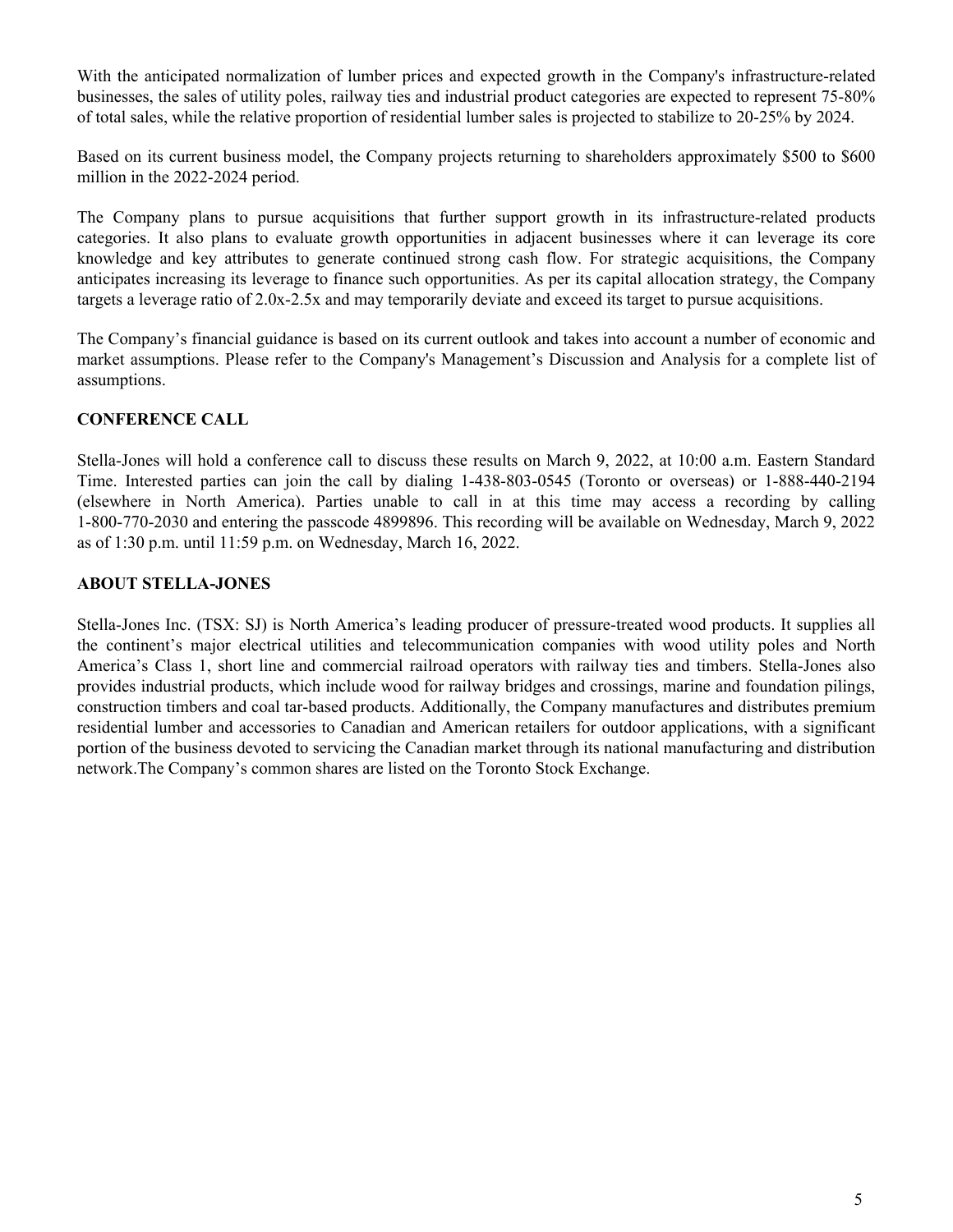With the anticipated normalization of lumber prices and expected growth in the Company's infrastructure-related businesses, the sales of utility poles, railway ties and industrial product categories are expected to represent 75-80% of total sales, while the relative proportion of residential lumber sales is projected to stabilize to 20-25% by 2024.

Based on its current business model, the Company projects returning to shareholders approximately $500 to $600 million in the 2022-2024 period.

The Company plans to pursue acquisitions that further support growth in its infrastructure-related products categories. It also plans to evaluate growth opportunities in adjacent businesses where it can leverage its core knowledge and key attributes to generate continued strong cash flow. For strategic acquisitions, the Company anticipates increasing its leverage to finance such opportunities. As per its capital allocation strategy, the Company targets a leverage ratio of 2.0x-2.5x and may temporarily deviate and exceed its target to pursue acquisitions.

The Company's financial guidance is based on its current outlook and takes into account a number of economic and market assumptions. Please refer to the Company's Management's Discussion and Analysis for a complete list of assumptions.

**CONFERENCE CALL**

Stella-Jones will hold a conference call to discuss these results on March 9, 2022, at 10:00 a.m. Eastern Standard Time. Interested parties can join the call by dialing 1-438-803-0545 (Toronto or overseas) or 1-888-440-2194 (elsewhere in North America). Parties unable to call in at this time may access a recording by calling 1-800-770-2030 and entering the passcode 4899896. This recording will be available on Wednesday, March 9, 2022 as of 1:30 p.m. until 11:59 p.m. on Wednesday, March 16, 2022.

**ABOUT STELLA-JONES**

Stella-Jones Inc. (TSX: SJ) is North America's leading producer of pressure-treated wood products. It supplies all the continent's major electrical utilities and telecommunication companies with wood utility poles and North America's Class 1, short line and commercial railroad operators with railway ties and timbers. Stella-Jones also provides industrial products, which include wood for railway bridges and crossings, marine and foundation pilings, construction timbers and coal tar-based products. Additionally, the Company manufactures and distributes premium residential lumber and accessories to Canadian and American retailers for outdoor applications, with a significant portion of the business devoted to servicing the Canadian market through its national manufacturing and distribution network.The Company's common shares are listed on the Toronto Stock Exchange.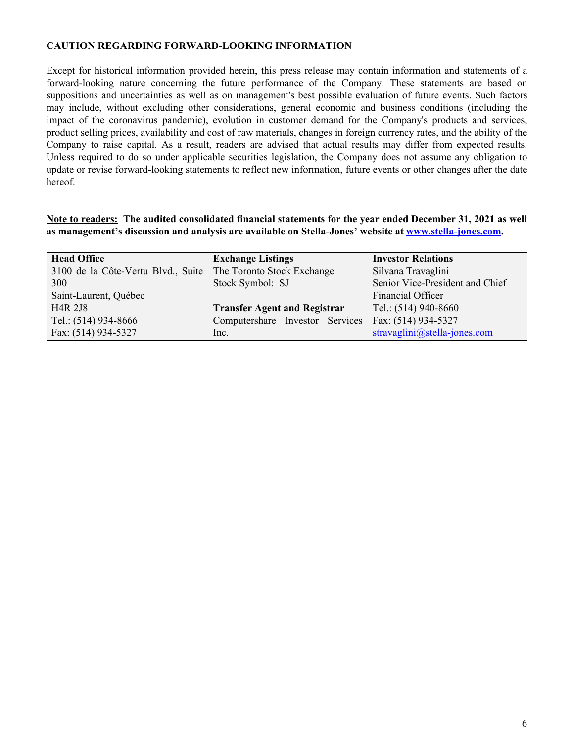**CAUTION REGARDING FORWARD-LOOKING INFORMATION**

Except for historical information provided herein, this press release may contain information and statements of a forward-looking nature concerning the future performance of the Company. These statements are based on suppositions and uncertainties as well as on management's best possible evaluation of future events. Such factors may include, without excluding other considerations, general economic and business conditions (including the impact of the coronavirus pandemic), evolution in customer demand for the Company's products and services, product selling prices, availability and cost of raw materials, changes in foreign currency rates, and the ability of the Company to raise capital. As a result, readers are advised that actual results may differ from expected results. Unless required to do so under applicable securities legislation, the Company does not assume any obligation to update or revise forward-looking statements to reflect new information, future events or other changes after the date hereof.

**Note to readers: The audited consolidated financial statements for the year ended December 31, 2021 as well as management's discussion and analysis are available on Stella-Jones' website at www.stella-jones.com.**

| **Head Office** | **Exchange Listings** | **Investor Relations** |
| --- | --- | --- |
| 3100 de la Côte-Vertu Blvd., Suite 300 | The Toronto Stock Exchange | Silvana Travaglini |
| Saint-Laurent, Québec | Stock Symbol: SJ | Senior Vice-President and Chief Financial Officer |
| H4R 2J8 | **Transfer Agent and Registrar** | Tel.: (514) 940-8660 |
| Tel.: (514) 934-8666 | Computershare Investor Services Inc. | Fax: (514) 934-5327 |
| Fax: (514) 934-5327 | | stravaglini@stella-jones.com |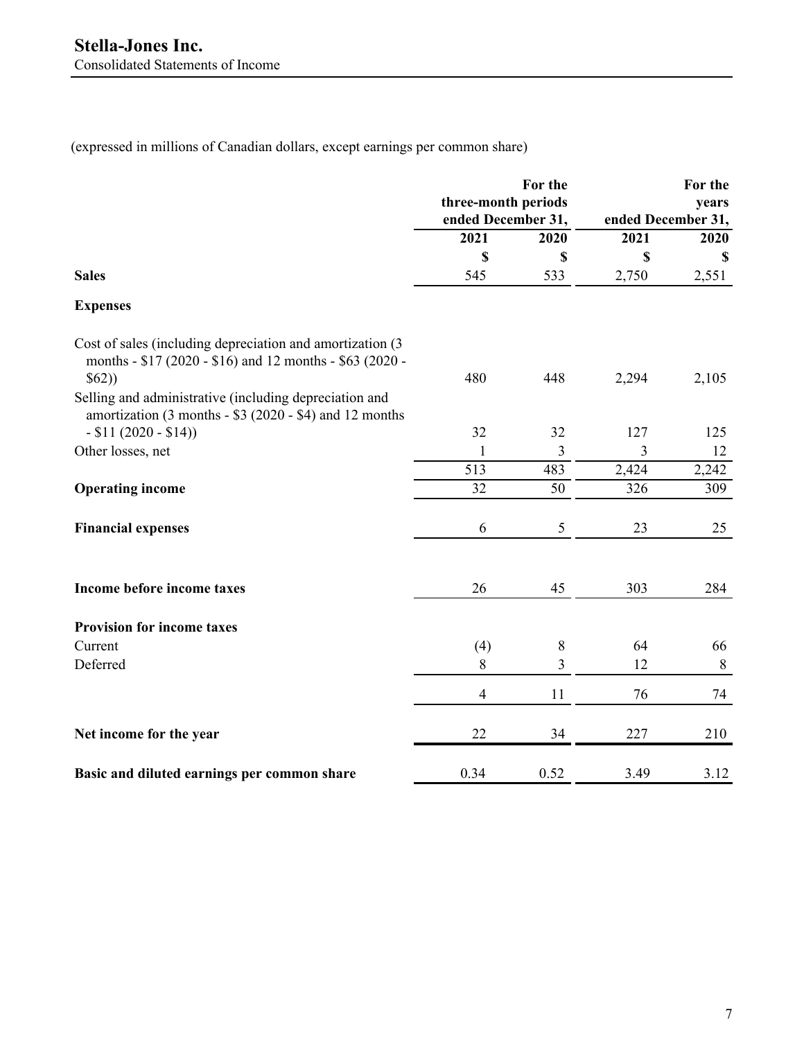# Stella-Jones Inc.

Consolidated Statements of Income

(expressed in millions of Canadian dollars, except earnings per common share)

| | For the three-month periods ended December 31, | | For the years ended December 31, | |
|---|---|---|---|---|
| | 2021 | 2020 | 2021 | 2020 |
| | $ | $ | $ | $ |
| **Sales** | 545 | 533 | 2,750 | 2,551 |
| **Expenses** | | | | |
| Cost of sales (including depreciation and amortization (3 months - $17 (2020 - $16) and 12 months - $63 (2020 - $62)) | 480 | 448 | 2,294 | 2,105 |
| Selling and administrative (including depreciation and amortization (3 months - $3 (2020 - $4) and 12 months - $11 (2020 - $14)) | 32 | 32 | 127 | 125 |
| Other losses, net | 1 | 3 | 3 | 12 |
| | 513 | 483 | 2,424 | 2,242 |
| **Operating income** | 32 | 50 | 326 | 309 |
| **Financial expenses** | 6 | 5 | 23 | 25 |
| **Income before income taxes** | 26 | 45 | 303 | 284 |
| **Provision for income taxes** | | | | |
| Current | (4) | 8 | 64 | 66 |
| Deferred | 8 | 3 | 12 | 8 |
| | 4 | 11 | 76 | 74 |
| **Net income for the year** | 22 | 34 | 227 | 210 |
| **Basic and diluted earnings per common share** | 0.34 | 0.52 | 3.49 | 3.12 |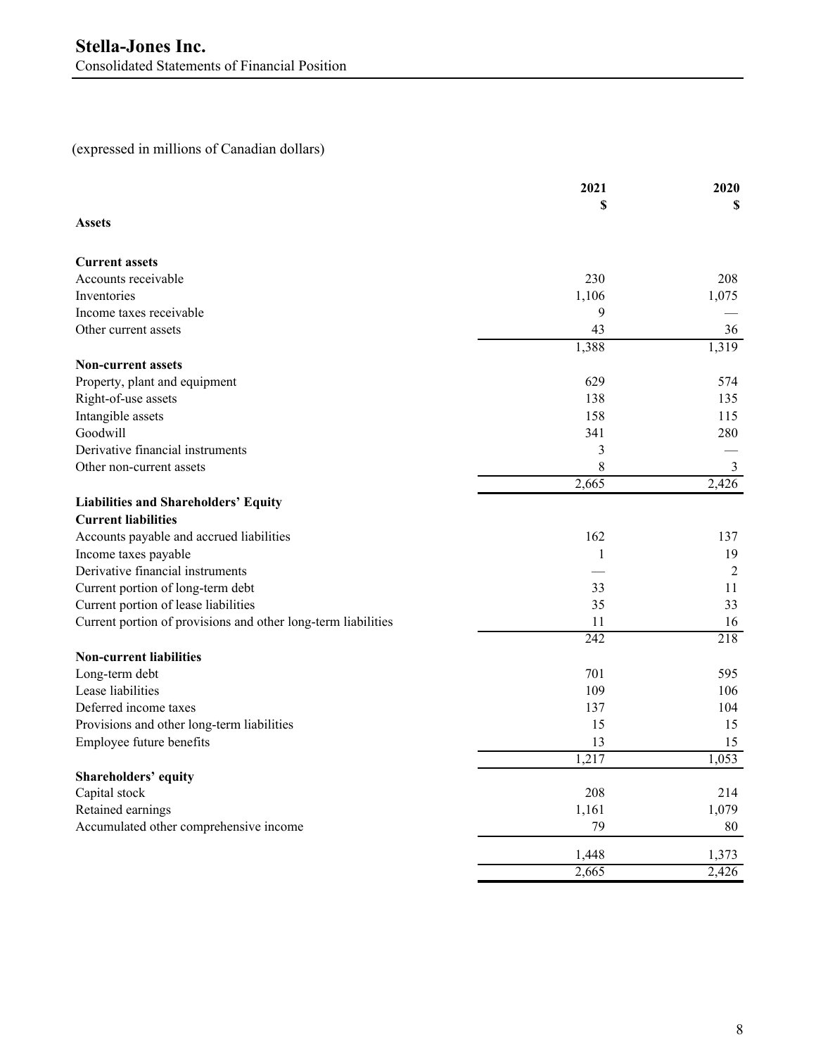# Stella-Jones Inc.

Consolidated Statements of Financial Position

(expressed in millions of Canadian dollars)

| | 2021 $ | 2020 $ |
|---|---|---|
| **Assets** | | |
| **Current assets** | | |
| Accounts receivable | 230 | 208 |
| Inventories | 1,106 | 1,075 |
| Income taxes receivable | 9 | — |
| Other current assets | 43 | 36 |
| | 1,388 | 1,319 |
| **Non-current assets** | | |
| Property, plant and equipment | 629 | 574 |
| Right-of-use assets | 138 | 135 |
| Intangible assets | 158 | 115 |
| Goodwill | 341 | 280 |
| Derivative financial instruments | 3 | — |
| Other non-current assets | 8 | 3 |
| | 2,665 | 2,426 |
| **Liabilities and Shareholders' Equity** | | |
| **Current liabilities** | | |
| Accounts payable and accrued liabilities | 162 | 137 |
| Income taxes payable | 1 | 19 |
| Derivative financial instruments | — | 2 |
| Current portion of long-term debt | 33 | 11 |
| Current portion of lease liabilities | 35 | 33 |
| Current portion of provisions and other long-term liabilities | 11 | 16 |
| | 242 | 218 |
| **Non-current liabilities** | | |
| Long-term debt | 701 | 595 |
| Lease liabilities | 109 | 106 |
| Deferred income taxes | 137 | 104 |
| Provisions and other long-term liabilities | 15 | 15 |
| Employee future benefits | 13 | 15 |
| | 1,217 | 1,053 |
| **Shareholders' equity** | | |
| Capital stock | 208 | 214 |
| Retained earnings | 1,161 | 1,079 |
| Accumulated other comprehensive income | 79 | 80 |
| | 1,448 | 1,373 |
| | 2,665 | 2,426 |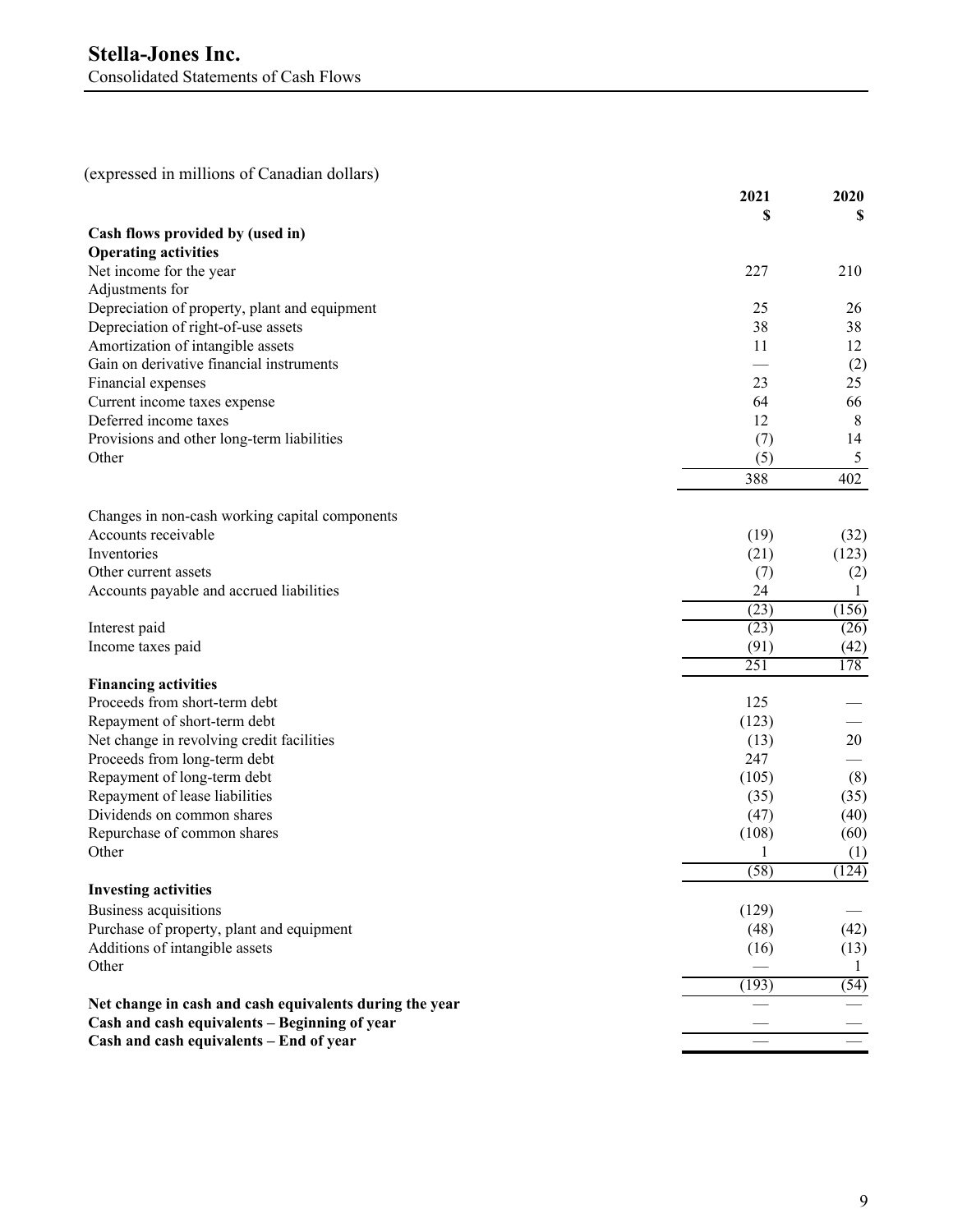# Stella-Jones Inc.

Consolidated Statements of Cash Flows

(expressed in millions of Canadian dollars)

| | 2021 $ | 2020 $ |
|---|---|---|
| **Cash flows provided by (used in)** | | |
| **Operating activities** | | |
| Net income for the year | 227 | 210 |
| Adjustments for | | |
| Depreciation of property, plant and equipment | 25 | 26 |
| Depreciation of right-of-use assets | 38 | 38 |
| Amortization of intangible assets | 11 | 12 |
| Gain on derivative financial instruments | — | (2) |
| Financial expenses | 23 | 25 |
| Current income taxes expense | 64 | 66 |
| Deferred income taxes | 12 | 8 |
| Provisions and other long-term liabilities | (7) | 14 |
| Other | (5) | 5 |
| | 388 | 402 |
| Changes in non-cash working capital components | | |
| Accounts receivable | (19) | (32) |
| Inventories | (21) | (123) |
| Other current assets | (7) | (2) |
| Accounts payable and accrued liabilities | 24 | 1 |
| | (23) | (156) |
| Interest paid | (23) | (26) |
| Income taxes paid | (91) | (42) |
| | 251 | 178 |
| **Financing activities** | | |
| Proceeds from short-term debt | 125 | — |
| Repayment of short-term debt | (123) | — |
| Net change in revolving credit facilities | (13) | 20 |
| Proceeds from long-term debt | 247 | — |
| Repayment of long-term debt | (105) | (8) |
| Repayment of lease liabilities | (35) | (35) |
| Dividends on common shares | (47) | (40) |
| Repurchase of common shares | (108) | (60) |
| Other | 1 | (1) |
| | (58) | (124) |
| **Investing activities** | | |
| Business acquisitions | (129) | — |
| Purchase of property, plant and equipment | (48) | (42) |
| Additions of intangible assets | (16) | (13) |
| Other | — | 1 |
| | (193) | (54) |
| **Net change in cash and cash equivalents during the year** | — | — |
| **Cash and cash equivalents – Beginning of year** | — | — |
| **Cash and cash equivalents – End of year** | — | — |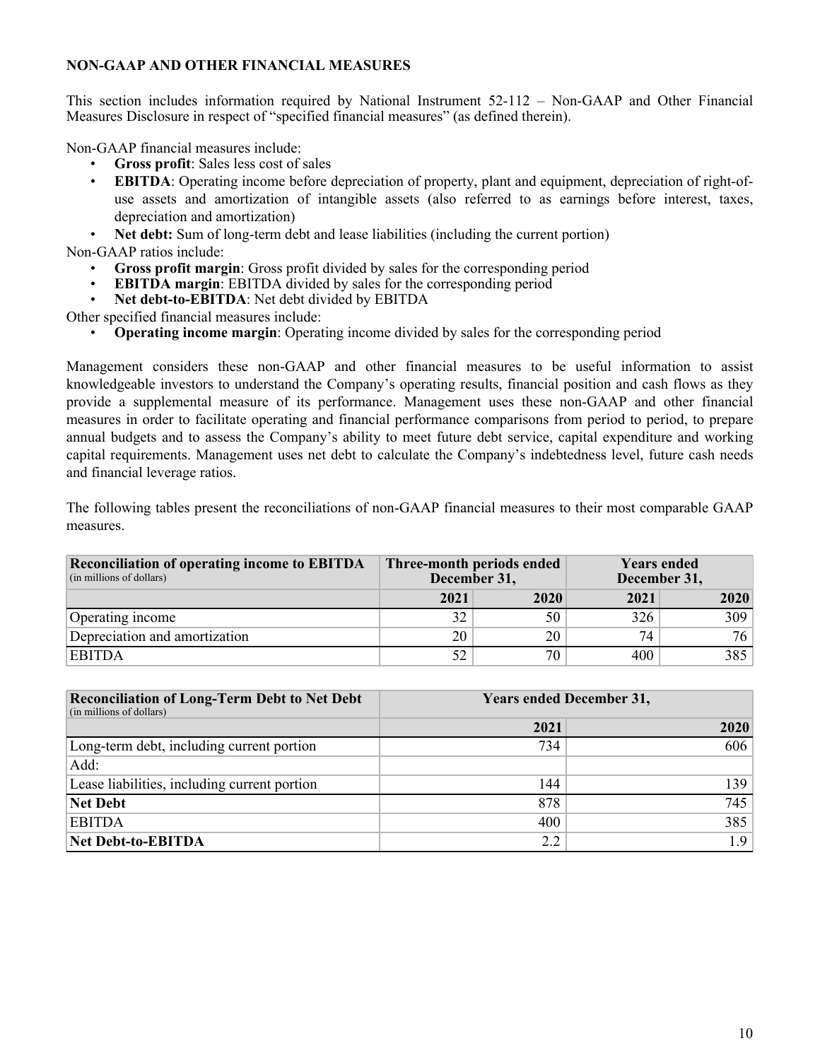**NON-GAAP AND OTHER FINANCIAL MEASURES**

This section includes information required by National Instrument 52-112 – Non-GAAP and Other Financial Measures Disclosure in respect of "specified financial measures" (as defined therein).

Non-GAAP financial measures include:

- **Gross profit**: Sales less cost of sales
- **EBITDA**: Operating income before depreciation of property, plant and equipment, depreciation of right-of-use assets and amortization of intangible assets (also referred to as earnings before interest, taxes, depreciation and amortization)
- **Net debt:** Sum of long-term debt and lease liabilities (including the current portion)

Non-GAAP ratios include:

- **Gross profit margin**: Gross profit divided by sales for the corresponding period
- **EBITDA margin**: EBITDA divided by sales for the corresponding period
- **Net debt-to-EBITDA**: Net debt divided by EBITDA

Other specified financial measures include:

- **Operating income margin**: Operating income divided by sales for the corresponding period

Management considers these non-GAAP and other financial measures to be useful information to assist knowledgeable investors to understand the Company's operating results, financial position and cash flows as they provide a supplemental measure of its performance. Management uses these non-GAAP and other financial measures in order to facilitate operating and financial performance comparisons from period to period, to prepare annual budgets and to assess the Company's ability to meet future debt service, capital expenditure and working capital requirements. Management uses net debt to calculate the Company's indebtedness level, future cash needs and financial leverage ratios.

The following tables present the reconciliations of non-GAAP financial measures to their most comparable GAAP measures.

| **Reconciliation of operating income to EBITDA** (in millions of dollars) | **Three-month periods ended December 31,** | | **Years ended December 31,** | |
|---|---|---|---|---|
| | **2021** | **2020** | **2021** | **2020** |
| Operating income | 32 | 50 | 326 | 309 |
| Depreciation and amortization | 20 | 20 | 74 | 76 |
| EBITDA | 52 | 70 | 400 | 385 |

| **Reconciliation of Long-Term Debt to Net Debt** (in millions of dollars) | **Years ended December 31,** | |
|---|---|---|
| | **2021** | **2020** |
| Long-term debt, including current portion | 734 | 606 |
| Add: | | |
| Lease liabilities, including current portion | 144 | 139 |
| **Net Debt** | 878 | 745 |
| EBITDA | 400 | 385 |
| **Net Debt-to-EBITDA** | 2.2 | 1.9 |